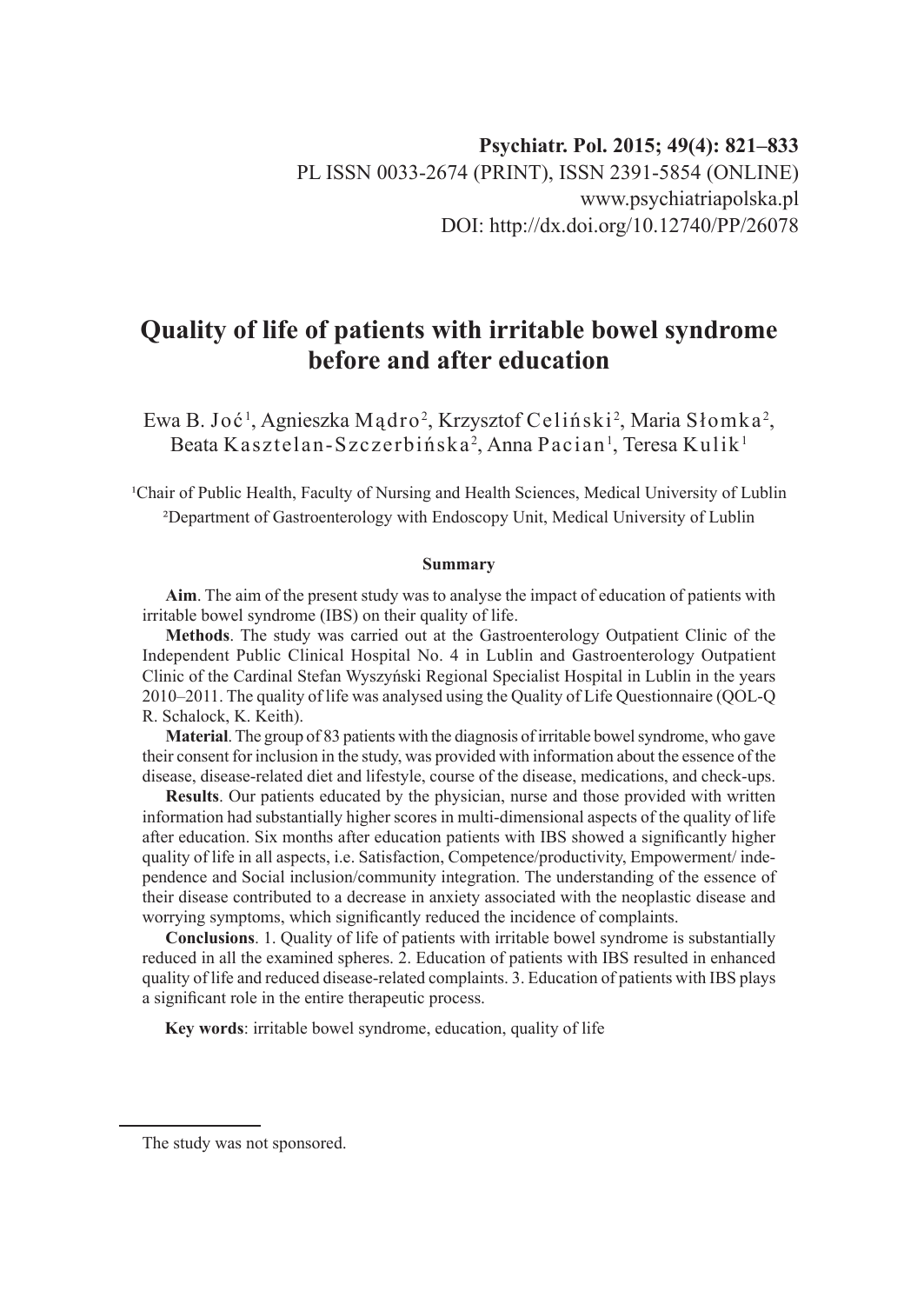Psychiatr. Pol. 2015; 49(4): 821–833
PL ISSN 0033-2674 (PRINT), ISSN 2391-5854 (ONLINE)
www.psychiatriapolska.pl
DOI: http://dx.doi.org/10.12740/PP/26078

# Quality of life of patients with irritable bowel syndrome before and after education

Ewa B. Joć[1], Agnieszka Mądro[2], Krzysztof Celiński[2], Maria Słomka[2], Beata Kasztelan-Szczerbińska[2], Anna Pacian[1], Teresa Kulik[1]

[1]Chair of Public Health, Faculty of Nursing and Health Sciences, Medical University of Lublin
[2]Department of Gastroenterology with Endoscopy Unit, Medical University of Lublin

### Summary

**Aim**. The aim of the present study was to analyse the impact of education of patients with irritable bowel syndrome (IBS) on their quality of life.

**Methods**. The study was carried out at the Gastroenterology Outpatient Clinic of the Independent Public Clinical Hospital No. 4 in Lublin and Gastroenterology Outpatient Clinic of the Cardinal Stefan Wyszyński Regional Specialist Hospital in Lublin in the years 2010–2011. The quality of life was analysed using the Quality of Life Questionnaire (QOL-Q R. Schalock, K. Keith).

**Material**. The group of 83 patients with the diagnosis of irritable bowel syndrome, who gave their consent for inclusion in the study, was provided with information about the essence of the disease, disease-related diet and lifestyle, course of the disease, medications, and check-ups.

**Results**. Our patients educated by the physician, nurse and those provided with written information had substantially higher scores in multi-dimensional aspects of the quality of life after education. Six months after education patients with IBS showed a significantly higher quality of life in all aspects, i.e. Satisfaction, Competence/productivity, Empowerment/ independence and Social inclusion/community integration. The understanding of the essence of their disease contributed to a decrease in anxiety associated with the neoplastic disease and worrying symptoms, which significantly reduced the incidence of complaints.

**Conclusions**. 1. Quality of life of patients with irritable bowel syndrome is substantially reduced in all the examined spheres. 2. Education of patients with IBS resulted in enhanced quality of life and reduced disease-related complaints. 3. Education of patients with IBS plays a significant role in the entire therapeutic process.

**Key words**: irritable bowel syndrome, education, quality of life

---

The study was not sponsored.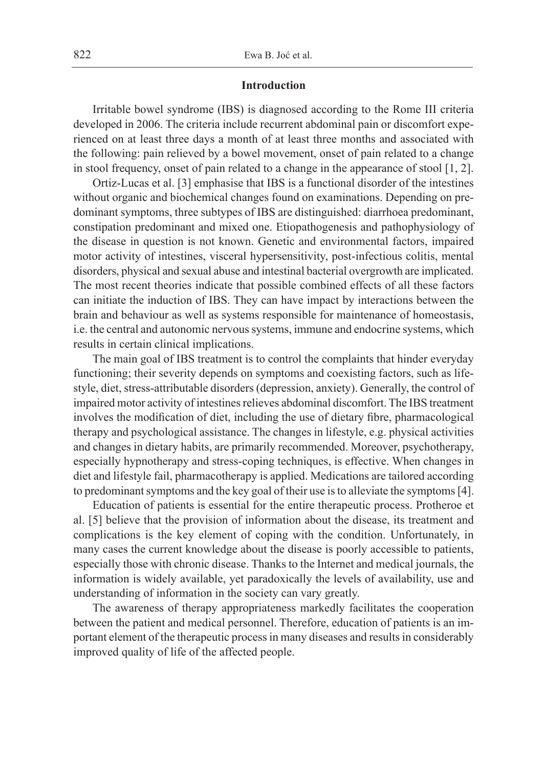## Introduction

Irritable bowel syndrome (IBS) is diagnosed according to the Rome III criteria developed in 2006. The criteria include recurrent abdominal pain or discomfort experienced on at least three days a month of at least three months and associated with the following: pain relieved by a bowel movement, onset of pain related to a change in stool frequency, onset of pain related to a change in the appearance of stool [1, 2].

Ortiz-Lucas et al. [3] emphasise that IBS is a functional disorder of the intestines without organic and biochemical changes found on examinations. Depending on predominant symptoms, three subtypes of IBS are distinguished: diarrhoea predominant, constipation predominant and mixed one. Etiopathogenesis and pathophysiology of the disease in question is not known. Genetic and environmental factors, impaired motor activity of intestines, visceral hypersensitivity, post-infectious colitis, mental disorders, physical and sexual abuse and intestinal bacterial overgrowth are implicated. The most recent theories indicate that possible combined effects of all these factors can initiate the induction of IBS. They can have impact by interactions between the brain and behaviour as well as systems responsible for maintenance of homeostasis, i.e. the central and autonomic nervous systems, immune and endocrine systems, which results in certain clinical implications.

The main goal of IBS treatment is to control the complaints that hinder everyday functioning; their severity depends on symptoms and coexisting factors, such as lifestyle, diet, stress-attributable disorders (depression, anxiety). Generally, the control of impaired motor activity of intestines relieves abdominal discomfort. The IBS treatment involves the modification of diet, including the use of dietary fibre, pharmacological therapy and psychological assistance. The changes in lifestyle, e.g. physical activities and changes in dietary habits, are primarily recommended. Moreover, psychotherapy, especially hypnotherapy and stress-coping techniques, is effective. When changes in diet and lifestyle fail, pharmacotherapy is applied. Medications are tailored according to predominant symptoms and the key goal of their use is to alleviate the symptoms [4].

Education of patients is essential for the entire therapeutic process. Protheroe et al. [5] believe that the provision of information about the disease, its treatment and complications is the key element of coping with the condition. Unfortunately, in many cases the current knowledge about the disease is poorly accessible to patients, especially those with chronic disease. Thanks to the Internet and medical journals, the information is widely available, yet paradoxically the levels of availability, use and understanding of information in the society can vary greatly.

The awareness of therapy appropriateness markedly facilitates the cooperation between the patient and medical personnel. Therefore, education of patients is an important element of the therapeutic process in many diseases and results in considerably improved quality of life of the affected people.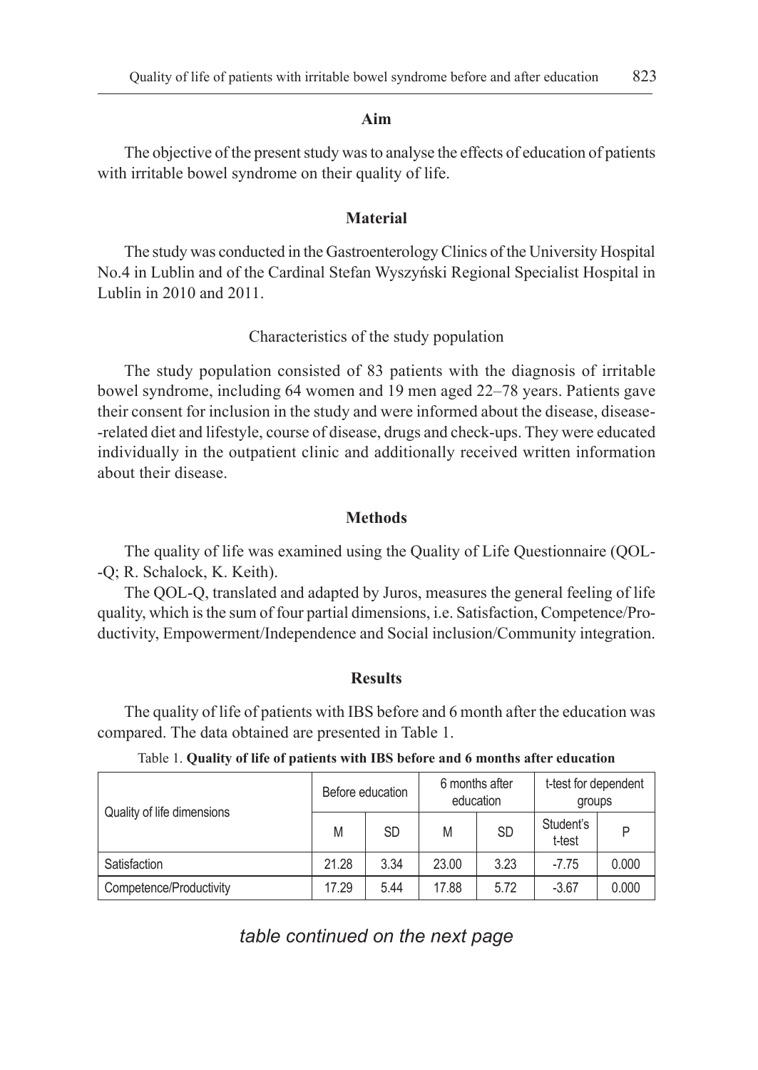## Aim

The objective of the present study was to analyse the effects of education of patients with irritable bowel syndrome on their quality of life.

## Material

The study was conducted in the Gastroenterology Clinics of the University Hospital No.4 in Lublin and of the Cardinal Stefan Wyszyński Regional Specialist Hospital in Lublin in 2010 and 2011.

### Characteristics of the study population

The study population consisted of 83 patients with the diagnosis of irritable bowel syndrome, including 64 women and 19 men aged 22–78 years. Patients gave their consent for inclusion in the study and were informed about the disease, disease-related diet and lifestyle, course of disease, drugs and check-ups. They were educated individually in the outpatient clinic and additionally received written information about their disease.

## Methods

The quality of life was examined using the Quality of Life Questionnaire (QOL-Q; R. Schalock, K. Keith).

The QOL-Q, translated and adapted by Juros, measures the general feeling of life quality, which is the sum of four partial dimensions, i.e. Satisfaction, Competence/Productivity, Empowerment/Independence and Social inclusion/Community integration.

## Results

The quality of life of patients with IBS before and 6 month after the education was compared. The data obtained are presented in Table 1.

Table 1. **Quality of life of patients with IBS before and 6 months after education**

| Quality of life dimensions | Before education | | 6 months after education | | t-test for dependent groups | |
|---|---|---|---|---|---|---|
| | M | SD | M | SD | Student's t-test | P |
| Satisfaction | 21.28 | 3.34 | 23.00 | 3.23 | -7.75 | 0.000 |
| Competence/Productivity | 17.29 | 5.44 | 17.88 | 5.72 | -3.67 | 0.000 |

*table continued on the next page*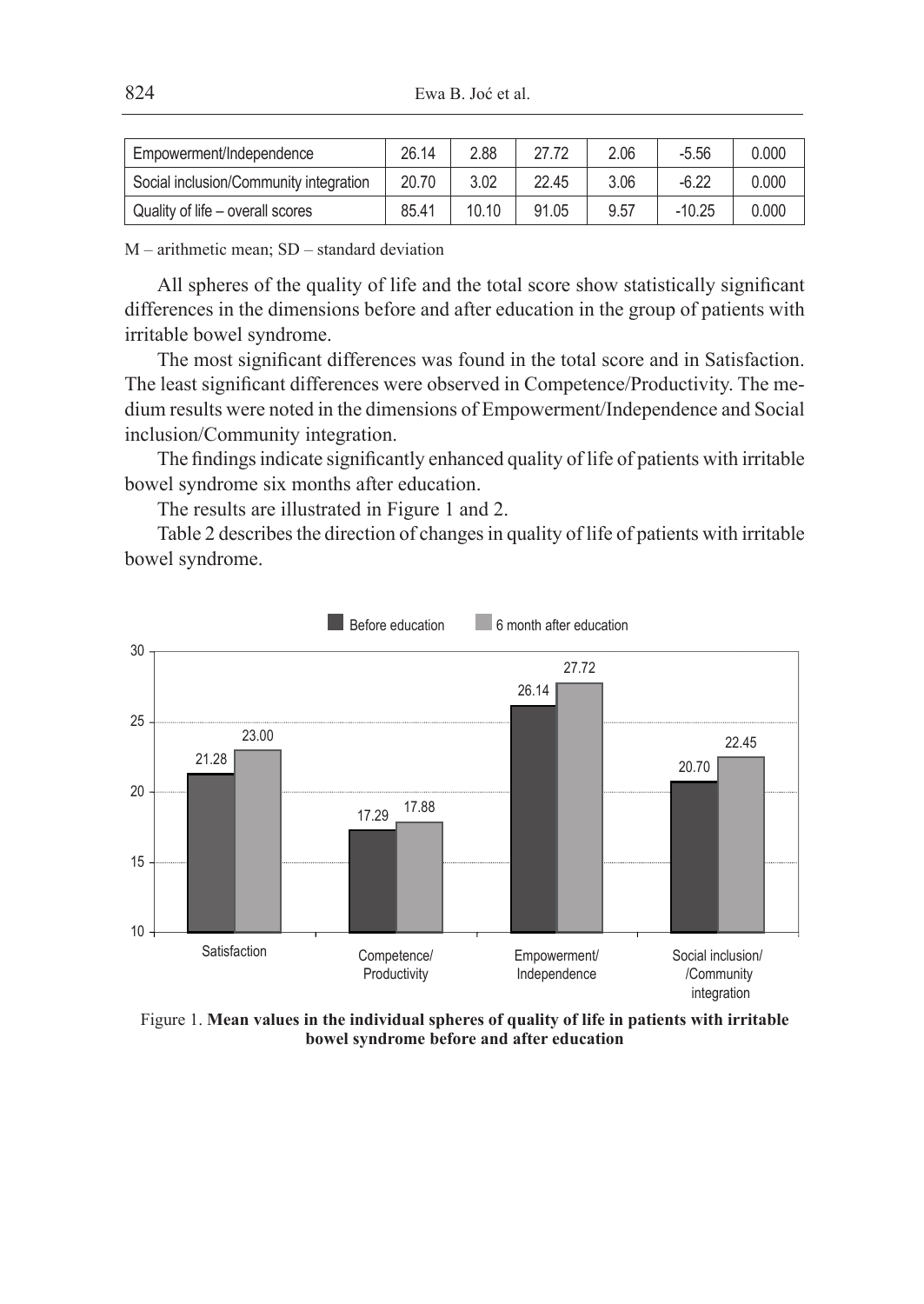| Empowerment/Independence | 26.14 | 2.88 | 27.72 | 2.06 | -5.56 | 0.000 |
|---|---|---|---|---|---|---|
| Social inclusion/Community integration | 20.70 | 3.02 | 22.45 | 3.06 | -6.22 | 0.000 |
| Quality of life – overall scores | 85.41 | 10.10 | 91.05 | 9.57 | -10.25 | 0.000 |

M – arithmetic mean; SD – standard deviation

All spheres of the quality of life and the total score show statistically significant differences in the dimensions before and after education in the group of patients with irritable bowel syndrome.

The most significant differences was found in the total score and in Satisfaction. The least significant differences were observed in Competence/Productivity. The medium results were noted in the dimensions of Empowerment/Independence and Social inclusion/Community integration.

The findings indicate significantly enhanced quality of life of patients with irritable bowel syndrome six months after education.

The results are illustrated in Figure 1 and 2.

Table 2 describes the direction of changes in quality of life of patients with irritable bowel syndrome.

Figure 1. **Mean values in the individual spheres of quality of life in patients with irritable bowel syndrome before and after education**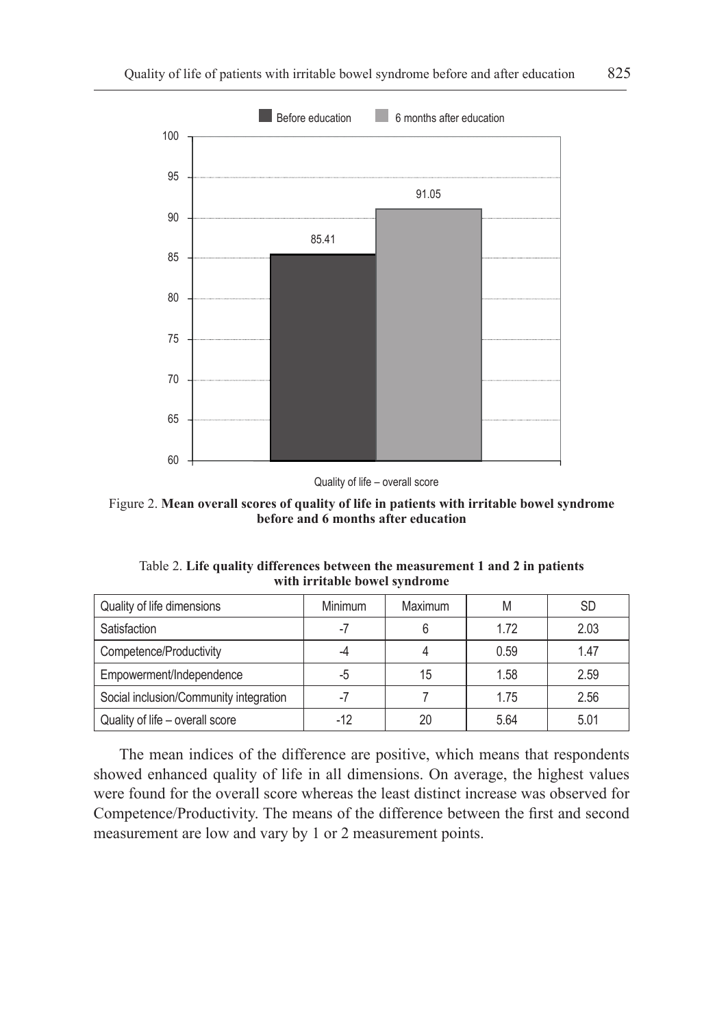Figure 2. **Mean overall scores of quality of life in patients with irritable bowel syndrome before and 6 months after education**

Table 2. **Life quality differences between the measurement 1 and 2 in patients with irritable bowel syndrome**

| Quality of life dimensions | Minimum | Maximum | M | SD |
|---|---|---|---|---|
| Satisfaction | -7 | 6 | 1.72 | 2.03 |
| Competence/Productivity | -4 | 4 | 0.59 | 1.47 |
| Empowerment/Independence | -5 | 15 | 1.58 | 2.59 |
| Social inclusion/Community integration | -7 | 7 | 1.75 | 2.56 |
| Quality of life – overall score | -12 | 20 | 5.64 | 5.01 |

The mean indices of the difference are positive, which means that respondents showed enhanced quality of life in all dimensions. On average, the highest values were found for the overall score whereas the least distinct increase was observed for Competence/Productivity. The means of the difference between the first and second measurement are low and vary by 1 or 2 measurement points.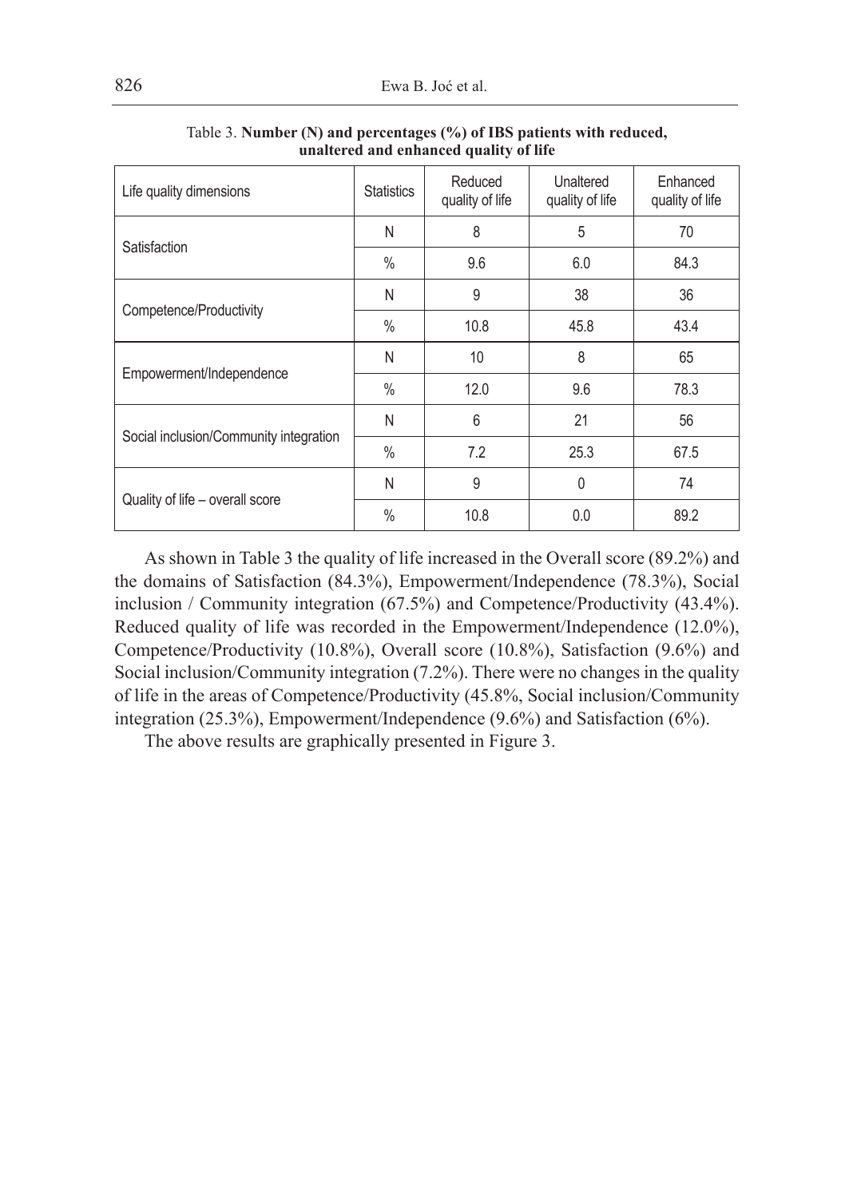Table 3. **Number (N) and percentages (%) of IBS patients with reduced, unaltered and enhanced quality of life**

| Life quality dimensions | Statistics | Reduced quality of life | Unaltered quality of life | Enhanced quality of life |
|---|---|---|---|---|
| Satisfaction | N | 8 | 5 | 70 |
| | % | 9.6 | 6.0 | 84.3 |
| Competence/Productivity | N | 9 | 38 | 36 |
| | % | 10.8 | 45.8 | 43.4 |
| Empowerment/Independence | N | 10 | 8 | 65 |
| | % | 12.0 | 9.6 | 78.3 |
| Social inclusion/Community integration | N | 6 | 21 | 56 |
| | % | 7.2 | 25.3 | 67.5 |
| Quality of life – overall score | N | 9 | 0 | 74 |
| | % | 10.8 | 0.0 | 89.2 |

As shown in Table 3 the quality of life increased in the Overall score (89.2%) and the domains of Satisfaction (84.3%), Empowerment/Independence (78.3%), Social inclusion / Community integration (67.5%) and Competence/Productivity (43.4%). Reduced quality of life was recorded in the Empowerment/Independence (12.0%), Competence/Productivity (10.8%), Overall score (10.8%), Satisfaction (9.6%) and Social inclusion/Community integration (7.2%). There were no changes in the quality of life in the areas of Competence/Productivity (45.8%, Social inclusion/Community integration (25.3%), Empowerment/Independence (9.6%) and Satisfaction (6%).

The above results are graphically presented in Figure 3.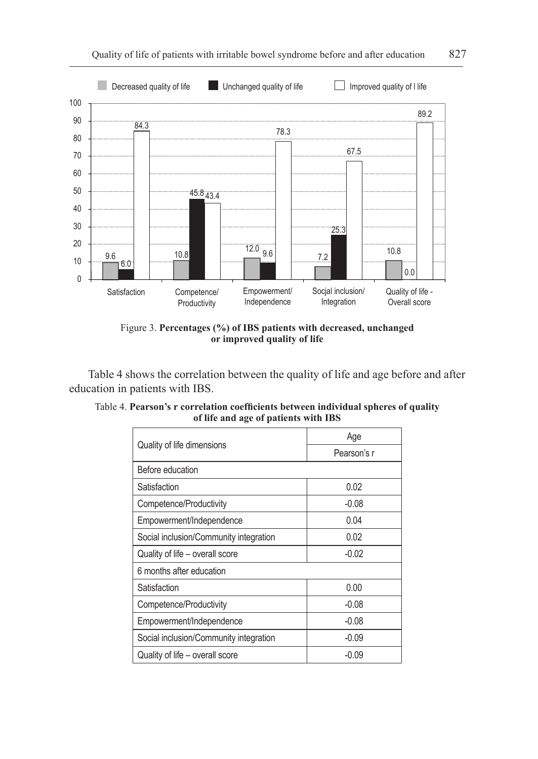Figure 3. **Percentages (%) of IBS patients with decreased, unchanged or improved quality of life**

Table 4 shows the correlation between the quality of life and age before and after education in patients with IBS.

Table 4. **Pearson's r correlation coefficients between individual spheres of quality of life and age of patients with IBS**

| Quality of life dimensions | Age |
|---|---|
| | Pearson's r |
| Before education | |
| Satisfaction | 0.02 |
| Competence/Productivity | -0.08 |
| Empowerment/Independence | 0.04 |
| Social inclusion/Community integration | 0.02 |
| Quality of life – overall score | -0.02 |
| 6 months after education | |
| Satisfaction | 0.00 |
| Competence/Productivity | -0.08 |
| Empowerment/Independence | -0.08 |
| Social inclusion/Community integration | -0.09 |
| Quality of life – overall score | -0.09 |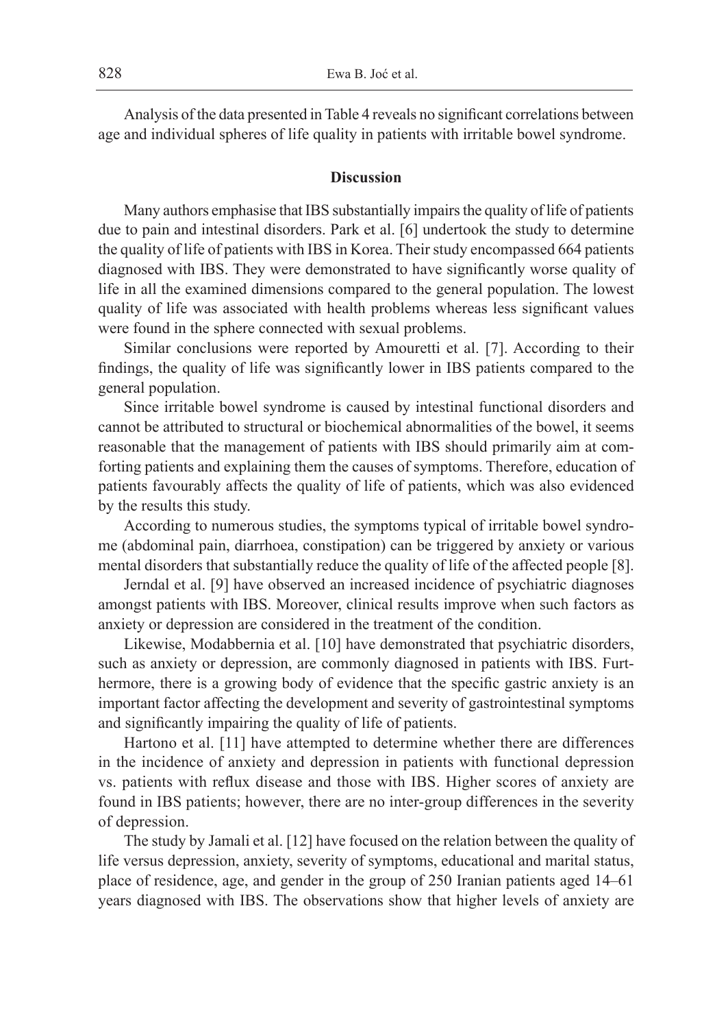Analysis of the data presented in Table 4 reveals no significant correlations between age and individual spheres of life quality in patients with irritable bowel syndrome.

## Discussion

Many authors emphasise that IBS substantially impairs the quality of life of patients due to pain and intestinal disorders. Park et al. [6] undertook the study to determine the quality of life of patients with IBS in Korea. Their study encompassed 664 patients diagnosed with IBS. They were demonstrated to have significantly worse quality of life in all the examined dimensions compared to the general population. The lowest quality of life was associated with health problems whereas less significant values were found in the sphere connected with sexual problems.

Similar conclusions were reported by Amouretti et al. [7]. According to their findings, the quality of life was significantly lower in IBS patients compared to the general population.

Since irritable bowel syndrome is caused by intestinal functional disorders and cannot be attributed to structural or biochemical abnormalities of the bowel, it seems reasonable that the management of patients with IBS should primarily aim at comforting patients and explaining them the causes of symptoms. Therefore, education of patients favourably affects the quality of life of patients, which was also evidenced by the results this study.

According to numerous studies, the symptoms typical of irritable bowel syndrome (abdominal pain, diarrhoea, constipation) can be triggered by anxiety or various mental disorders that substantially reduce the quality of life of the affected people [8].

Jerndal et al. [9] have observed an increased incidence of psychiatric diagnoses amongst patients with IBS. Moreover, clinical results improve when such factors as anxiety or depression are considered in the treatment of the condition.

Likewise, Modabbernia et al. [10] have demonstrated that psychiatric disorders, such as anxiety or depression, are commonly diagnosed in patients with IBS. Furthermore, there is a growing body of evidence that the specific gastric anxiety is an important factor affecting the development and severity of gastrointestinal symptoms and significantly impairing the quality of life of patients.

Hartono et al. [11] have attempted to determine whether there are differences in the incidence of anxiety and depression in patients with functional depression vs. patients with reflux disease and those with IBS. Higher scores of anxiety are found in IBS patients; however, there are no inter-group differences in the severity of depression.

The study by Jamali et al. [12] have focused on the relation between the quality of life versus depression, anxiety, severity of symptoms, educational and marital status, place of residence, age, and gender in the group of 250 Iranian patients aged 14–61 years diagnosed with IBS. The observations show that higher levels of anxiety are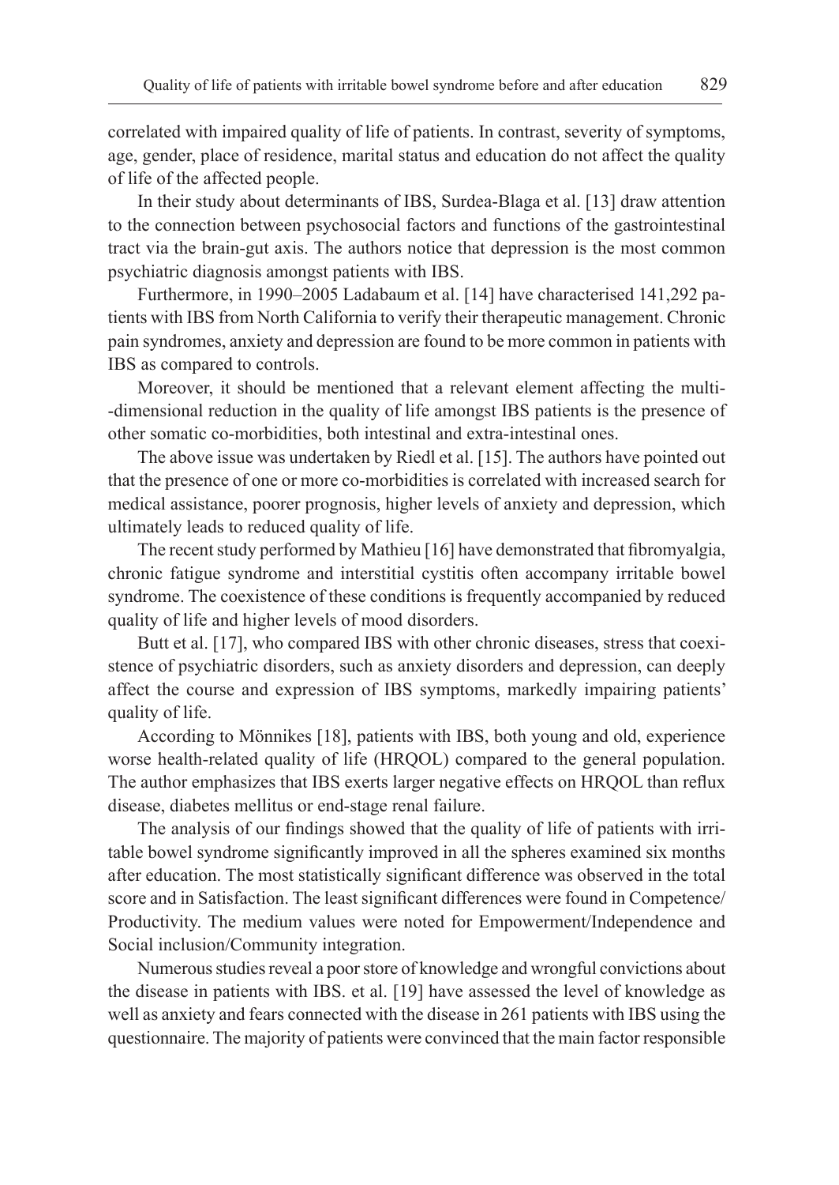correlated with impaired quality of life of patients. In contrast, severity of symptoms, age, gender, place of residence, marital status and education do not affect the quality of life of the affected people.

In their study about determinants of IBS, Surdea-Blaga et al. [13] draw attention to the connection between psychosocial factors and functions of the gastrointestinal tract via the brain-gut axis. The authors notice that depression is the most common psychiatric diagnosis amongst patients with IBS.

Furthermore, in 1990–2005 Ladabaum et al. [14] have characterised 141,292 patients with IBS from North California to verify their therapeutic management. Chronic pain syndromes, anxiety and depression are found to be more common in patients with IBS as compared to controls.

Moreover, it should be mentioned that a relevant element affecting the multi--dimensional reduction in the quality of life amongst IBS patients is the presence of other somatic co-morbidities, both intestinal and extra-intestinal ones.

The above issue was undertaken by Riedl et al. [15]. The authors have pointed out that the presence of one or more co-morbidities is correlated with increased search for medical assistance, poorer prognosis, higher levels of anxiety and depression, which ultimately leads to reduced quality of life.

The recent study performed by Mathieu [16] have demonstrated that fibromyalgia, chronic fatigue syndrome and interstitial cystitis often accompany irritable bowel syndrome. The coexistence of these conditions is frequently accompanied by reduced quality of life and higher levels of mood disorders.

Butt et al. [17], who compared IBS with other chronic diseases, stress that coexistence of psychiatric disorders, such as anxiety disorders and depression, can deeply affect the course and expression of IBS symptoms, markedly impairing patients' quality of life.

According to Mönnikes [18], patients with IBS, both young and old, experience worse health-related quality of life (HRQOL) compared to the general population. The author emphasizes that IBS exerts larger negative effects on HRQOL than reflux disease, diabetes mellitus or end-stage renal failure.

The analysis of our findings showed that the quality of life of patients with irritable bowel syndrome significantly improved in all the spheres examined six months after education. The most statistically significant difference was observed in the total score and in Satisfaction. The least significant differences were found in Competence/Productivity. The medium values were noted for Empowerment/Independence and Social inclusion/Community integration.

Numerous studies reveal a poor store of knowledge and wrongful convictions about the disease in patients with IBS. et al. [19] have assessed the level of knowledge as well as anxiety and fears connected with the disease in 261 patients with IBS using the questionnaire. The majority of patients were convinced that the main factor responsible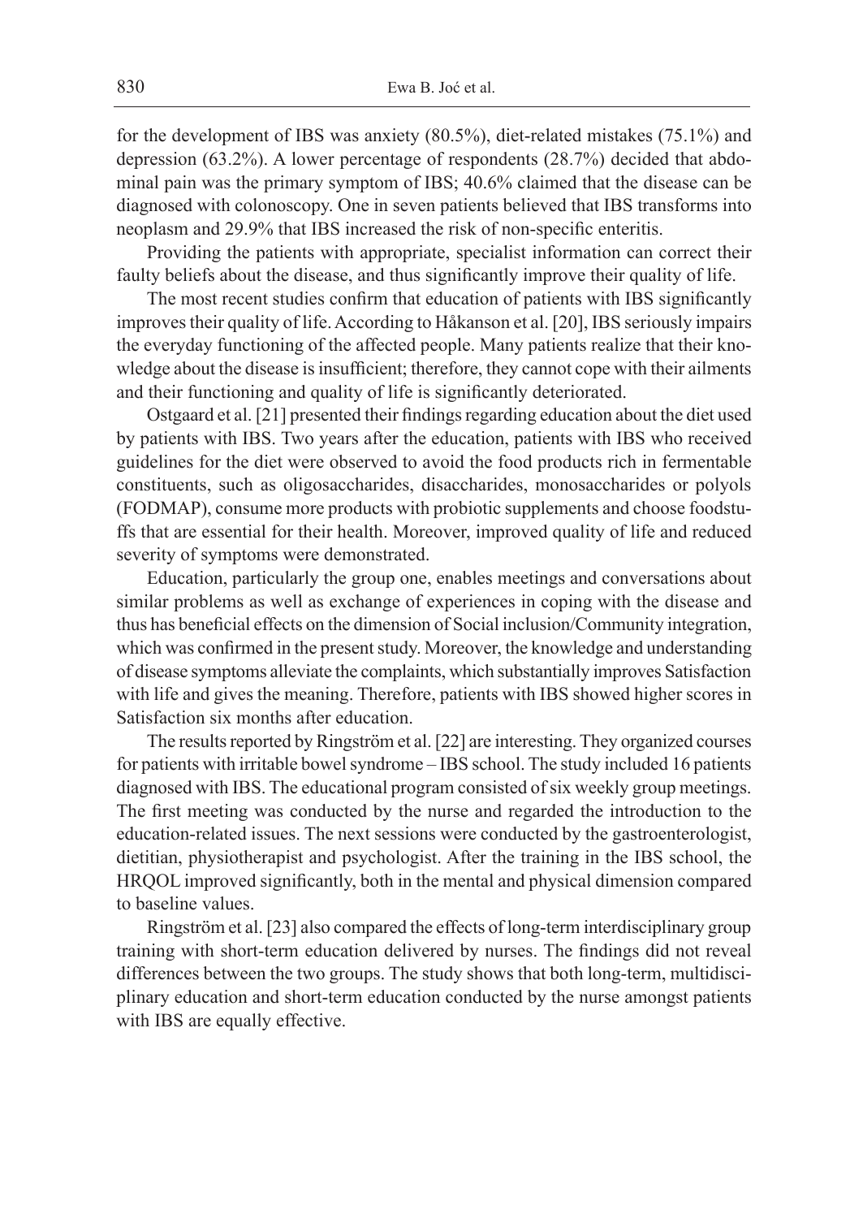for the development of IBS was anxiety (80.5%), diet-related mistakes (75.1%) and depression (63.2%). A lower percentage of respondents (28.7%) decided that abdominal pain was the primary symptom of IBS; 40.6% claimed that the disease can be diagnosed with colonoscopy. One in seven patients believed that IBS transforms into neoplasm and 29.9% that IBS increased the risk of non-specific enteritis.

Providing the patients with appropriate, specialist information can correct their faulty beliefs about the disease, and thus significantly improve their quality of life.

The most recent studies confirm that education of patients with IBS significantly improves their quality of life. According to Håkanson et al. [20], IBS seriously impairs the everyday functioning of the affected people. Many patients realize that their knowledge about the disease is insufficient; therefore, they cannot cope with their ailments and their functioning and quality of life is significantly deteriorated.

Ostgaard et al. [21] presented their findings regarding education about the diet used by patients with IBS. Two years after the education, patients with IBS who received guidelines for the diet were observed to avoid the food products rich in fermentable constituents, such as oligosaccharides, disaccharides, monosaccharides or polyols (FODMAP), consume more products with probiotic supplements and choose foodstuffs that are essential for their health. Moreover, improved quality of life and reduced severity of symptoms were demonstrated.

Education, particularly the group one, enables meetings and conversations about similar problems as well as exchange of experiences in coping with the disease and thus has beneficial effects on the dimension of Social inclusion/Community integration, which was confirmed in the present study. Moreover, the knowledge and understanding of disease symptoms alleviate the complaints, which substantially improves Satisfaction with life and gives the meaning. Therefore, patients with IBS showed higher scores in Satisfaction six months after education.

The results reported by Ringström et al. [22] are interesting. They organized courses for patients with irritable bowel syndrome – IBS school. The study included 16 patients diagnosed with IBS. The educational program consisted of six weekly group meetings. The first meeting was conducted by the nurse and regarded the introduction to the education-related issues. The next sessions were conducted by the gastroenterologist, dietitian, physiotherapist and psychologist. After the training in the IBS school, the HRQOL improved significantly, both in the mental and physical dimension compared to baseline values.

Ringström et al. [23] also compared the effects of long-term interdisciplinary group training with short-term education delivered by nurses. The findings did not reveal differences between the two groups. The study shows that both long-term, multidisciplinary education and short-term education conducted by the nurse amongst patients with IBS are equally effective.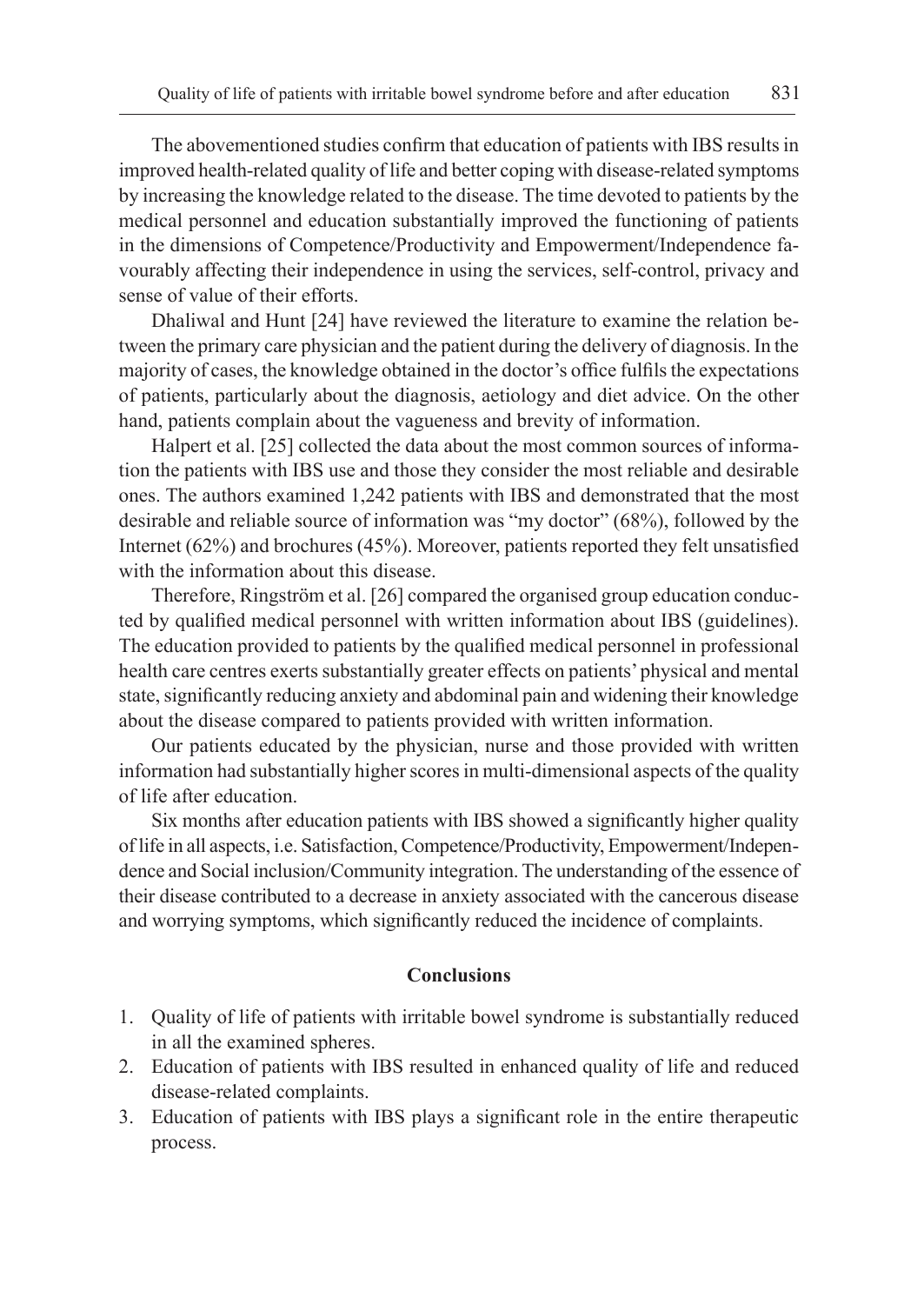The abovementioned studies confirm that education of patients with IBS results in improved health-related quality of life and better coping with disease-related symptoms by increasing the knowledge related to the disease. The time devoted to patients by the medical personnel and education substantially improved the functioning of patients in the dimensions of Competence/Productivity and Empowerment/Independence favourably affecting their independence in using the services, self-control, privacy and sense of value of their efforts.

Dhaliwal and Hunt [24] have reviewed the literature to examine the relation between the primary care physician and the patient during the delivery of diagnosis. In the majority of cases, the knowledge obtained in the doctor's office fulfils the expectations of patients, particularly about the diagnosis, aetiology and diet advice. On the other hand, patients complain about the vagueness and brevity of information.

Halpert et al. [25] collected the data about the most common sources of information the patients with IBS use and those they consider the most reliable and desirable ones. The authors examined 1,242 patients with IBS and demonstrated that the most desirable and reliable source of information was "my doctor" (68%), followed by the Internet (62%) and brochures (45%). Moreover, patients reported they felt unsatisfied with the information about this disease.

Therefore, Ringström et al. [26] compared the organised group education conducted by qualified medical personnel with written information about IBS (guidelines). The education provided to patients by the qualified medical personnel in professional health care centres exerts substantially greater effects on patients' physical and mental state, significantly reducing anxiety and abdominal pain and widening their knowledge about the disease compared to patients provided with written information.

Our patients educated by the physician, nurse and those provided with written information had substantially higher scores in multi-dimensional aspects of the quality of life after education.

Six months after education patients with IBS showed a significantly higher quality of life in all aspects, i.e. Satisfaction, Competence/Productivity, Empowerment/Independence and Social inclusion/Community integration. The understanding of the essence of their disease contributed to a decrease in anxiety associated with the cancerous disease and worrying symptoms, which significantly reduced the incidence of complaints.

## Conclusions

1. Quality of life of patients with irritable bowel syndrome is substantially reduced in all the examined spheres.
2. Education of patients with IBS resulted in enhanced quality of life and reduced disease-related complaints.
3. Education of patients with IBS plays a significant role in the entire therapeutic process.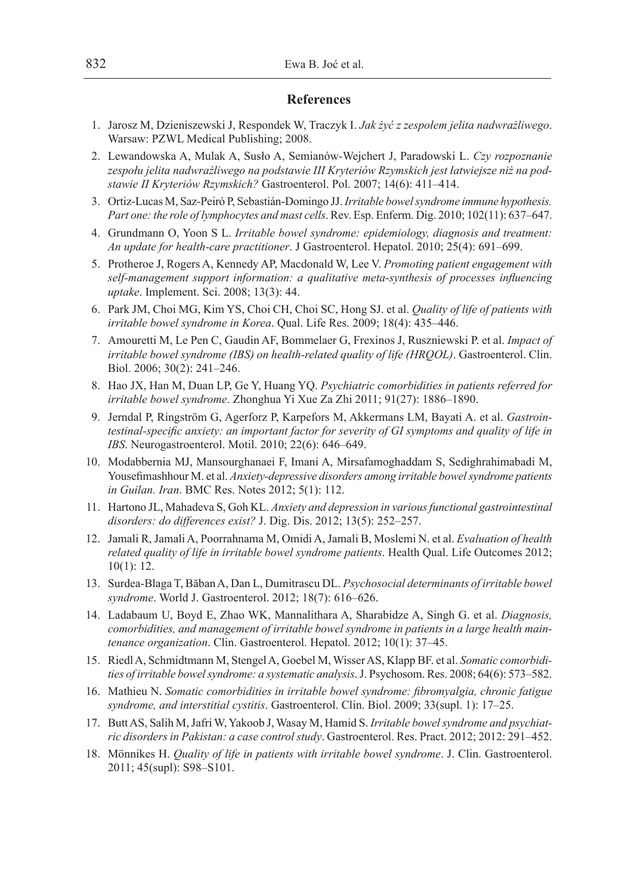## References

1. Jarosz M, Dzieniszewski J, Respondek W, Traczyk I. *Jak żyć z zespołem jelita nadwrażliwego*. Warsaw: PZWL Medical Publishing; 2008.
2. Lewandowska A, Mulak A, Susło A, Semianów-Wejchert J, Paradowski L. *Czy rozpoznanie zespołu jelita nadwrażliwego na podstawie III Kryteriów Rzymskich jest łatwiejsze niż na podstawie II Kryteriów Rzymskich?* Gastroenterol. Pol. 2007; 14(6): 411–414.
3. Ortiz-Lucas M, Saz-Peiró P, Sebastián-Domingo JJ. *Irritable bowel syndrome immune hypothesis. Part one: the role of lymphocytes and mast cells*. Rev. Esp. Enferm. Dig. 2010; 102(11): 637–647.
4. Grundmann O, Yoon S L. *Irritable bowel syndrome: epidemiology, diagnosis and treatment: An update for health-care practitioner*. J Gastroenterol. Hepatol. 2010; 25(4): 691–699.
5. Protheroe J, Rogers A, Kennedy AP, Macdonald W, Lee V. *Promoting patient engagement with self-management support information: a qualitative meta-synthesis of processes influencing uptake*. Implement. Sci. 2008; 13(3): 44.
6. Park JM, Choi MG, Kim YS, Choi CH, Choi SC, Hong SJ. et al. *Quality of life of patients with irritable bowel syndrome in Korea*. Qual. Life Res. 2009; 18(4): 435–446.
7. Amouretti M, Le Pen C, Gaudin AF, Bommelaer G, Frexinos J, Ruszniewski P. et al. *Impact of irritable bowel syndrome (IBS) on health-related quality of life (HRQOL)*. Gastroenterol. Clin. Biol. 2006; 30(2): 241–246.
8. Hao JX, Han M, Duan LP, Ge Y, Huang YQ. *Psychiatric comorbidities in patients referred for irritable bowel syndrome*. Zhonghua Yi Xue Za Zhi 2011; 91(27): 1886–1890.
9. Jerndal P, Ringström G, Agerforz P, Karpefors M, Akkermans LM, Bayati A. et al. *Gastrointestinal-specific anxiety: an important factor for severity of GI symptoms and quality of life in IBS*. Neurogastroenterol. Motil. 2010; 22(6): 646–649.
10. Modabbernia MJ, Mansourghanaei F, Imani A, Mirsafamoghaddam S, Sedighrahimabadi M, Yousefimashhour M. et al. *Anxiety-depressive disorders among irritable bowel syndrome patients in Guilan. Iran*. BMC Res. Notes 2012; 5(1): 112.
11. Hartono JL, Mahadeva S, Goh KL. *Anxiety and depression in various functional gastrointestinal disorders: do differences exist?* J. Dig. Dis. 2012; 13(5): 252–257.
12. Jamali R, Jamali A, Poorrahnama M, Omidi A, Jamali B, Moslemi N. et al. *Evaluation of health related quality of life in irritable bowel syndrome patients*. Health Qual. Life Outcomes 2012; 10(1): 12.
13. Surdea-Blaga T, Băban A, Dan L, Dumitrascu DL. *Psychosocial determinants of irritable bowel syndrome*. World J. Gastroenterol. 2012; 18(7): 616–626.
14. Ladabaum U, Boyd E, Zhao WK, Mannalithara A, Sharabidze A, Singh G. et al. *Diagnosis, comorbidities, and management of irritable bowel syndrome in patients in a large health maintenance organization*. Clin. Gastroenterol. Hepatol. 2012; 10(1): 37–45.
15. Riedl A, Schmidtmann M, Stengel A, Goebel M, Wisser AS, Klapp BF. et al. *Somatic comorbidities of irritable bowel syndrome: a systematic analysis*. J. Psychosom. Res. 2008; 64(6): 573–582.
16. Mathieu N. *Somatic comorbidities in irritable bowel syndrome: fibromyalgia, chronic fatigue syndrome, and interstitial cystitis*. Gastroenterol. Clin. Biol. 2009; 33(supl. 1): 17–25.
17. Butt AS, Salih M, Jafri W, Yakoob J, Wasay M, Hamid S. *Irritable bowel syndrome and psychiatric disorders in Pakistan: a case control study*. Gastroenterol. Res. Pract. 2012; 2012: 291–452.
18. Mönnikes H. *Quality of life in patients with irritable bowel syndrome*. J. Clin. Gastroenterol. 2011; 45(supl): S98–S101.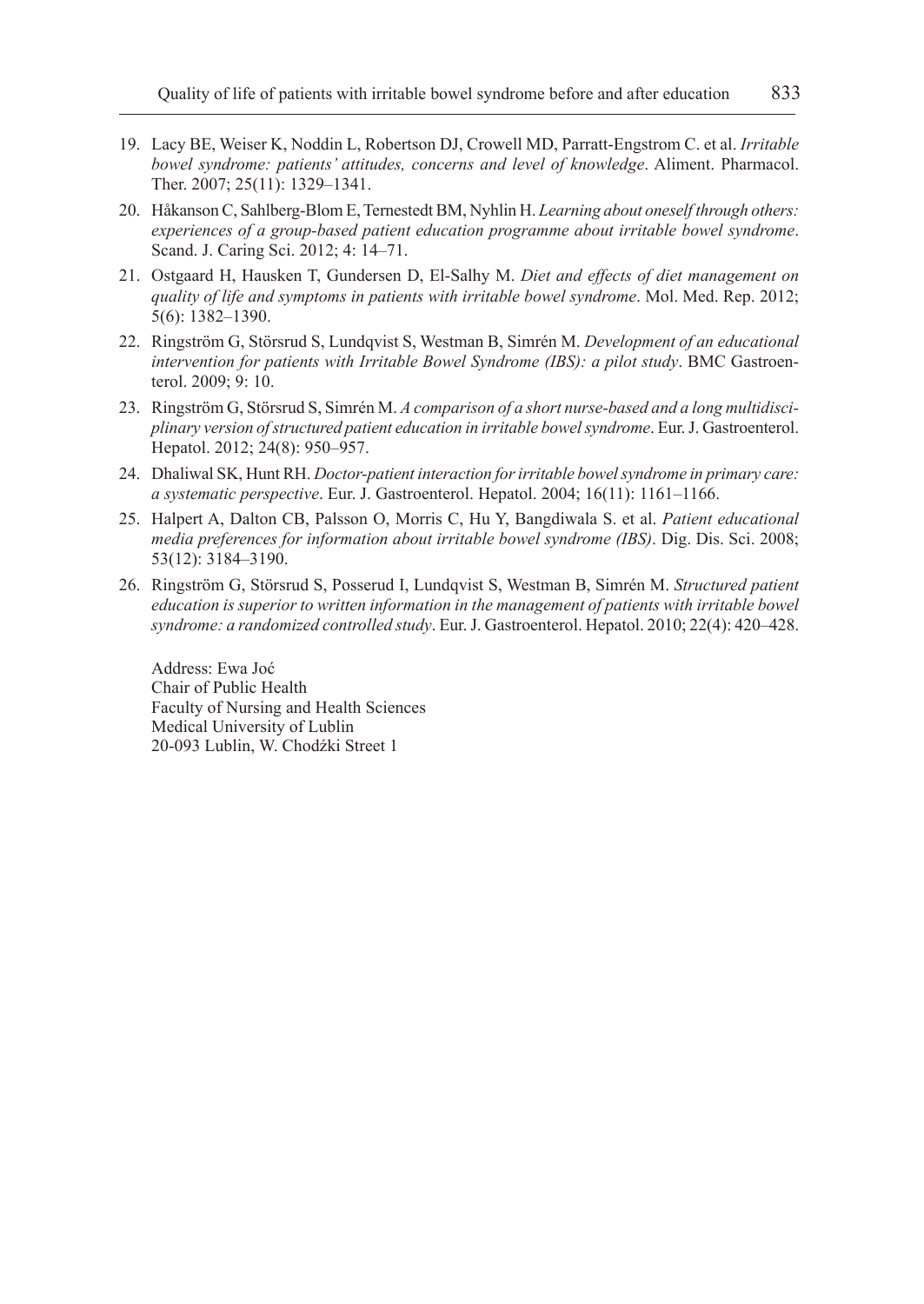19. Lacy BE, Weiser K, Noddin L, Robertson DJ, Crowell MD, Parratt-Engstrom C. et al. *Irritable bowel syndrome: patients' attitudes, concerns and level of knowledge*. Aliment. Pharmacol. Ther. 2007; 25(11): 1329–1341.

20. Håkanson C, Sahlberg-Blom E, Ternestedt BM, Nyhlin H. *Learning about oneself through others: experiences of a group-based patient education programme about irritable bowel syndrome*. Scand. J. Caring Sci. 2012; 4: 14–71.

21. Ostgaard H, Hausken T, Gundersen D, El-Salhy M. *Diet and effects of diet management on quality of life and symptoms in patients with irritable bowel syndrome*. Mol. Med. Rep. 2012; 5(6): 1382–1390.

22. Ringström G, Störsrud S, Lundqvist S, Westman B, Simrén M. *Development of an educational intervention for patients with Irritable Bowel Syndrome (IBS): a pilot study*. BMC Gastroenterol. 2009; 9: 10.

23. Ringström G, Störsrud S, Simrén M. *A comparison of a short nurse-based and a long multidisciplinary version of structured patient education in irritable bowel syndrome*. Eur. J. Gastroenterol. Hepatol. 2012; 24(8): 950–957.

24. Dhaliwal SK, Hunt RH. *Doctor-patient interaction for irritable bowel syndrome in primary care: a systematic perspective*. Eur. J. Gastroenterol. Hepatol. 2004; 16(11): 1161–1166.

25. Halpert A, Dalton CB, Palsson O, Morris C, Hu Y, Bangdiwala S. et al. *Patient educational media preferences for information about irritable bowel syndrome (IBS)*. Dig. Dis. Sci. 2008; 53(12): 3184–3190.

26. Ringström G, Störsrud S, Posserud I, Lundqvist S, Westman B, Simrén M. *Structured patient education is superior to written information in the management of patients with irritable bowel syndrome: a randomized controlled study*. Eur. J. Gastroenterol. Hepatol. 2010; 22(4): 420–428.

Address: Ewa Joć
Chair of Public Health
Faculty of Nursing and Health Sciences
Medical University of Lublin
20-093 Lublin, W. Chodźki Street 1